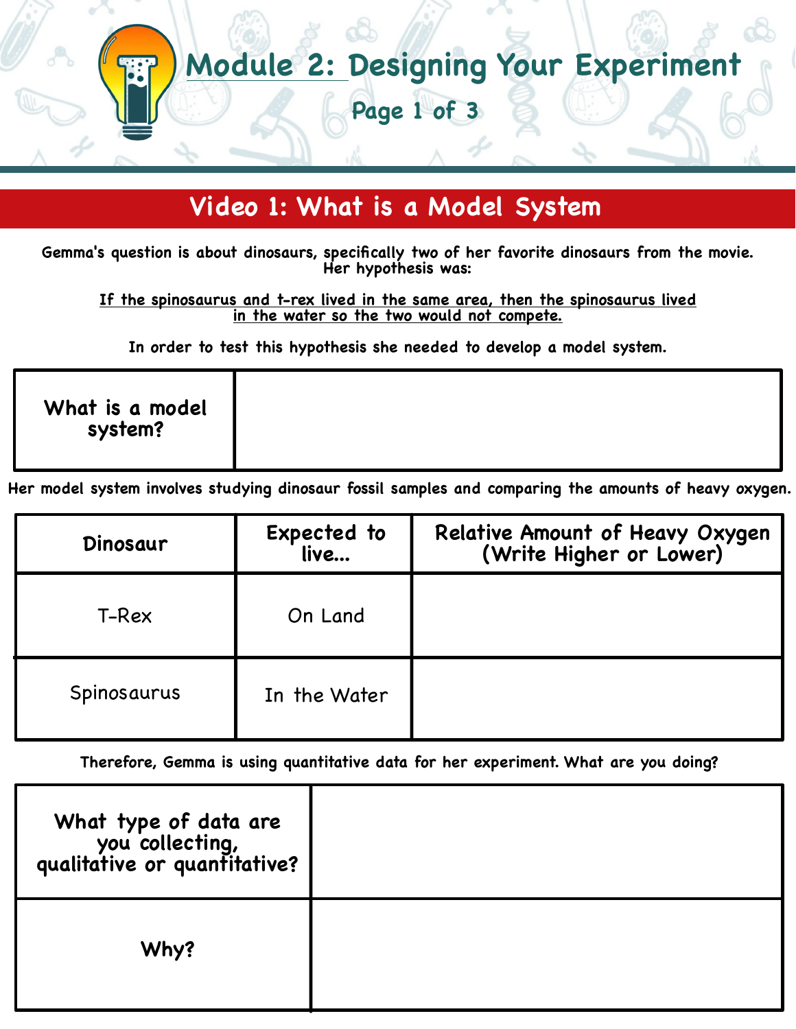# Module 2: Designing Your Experiment

## Video 1: What is a Model System

Gemma's question is about dinosaurs, specifically two of her favorite dinosaurs from the movie. Her hypothesis was:

If the spinosaurus and t-rex lived in the same area, then the spinosaurus lived in the water so the two would not compete.

In order to test this hypothesis she needed to develop a model system.

| What is a model system? | |
|---|---|

Her model system involves studying dinosaur fossil samples and comparing the amounts of heavy oxygen.

| Dinosaur | Expected to live... | Relative Amount of Heavy Oxygen (Write Higher or Lower) |
|---|---|---|
| T-Rex | On Land | |
| Spinosaurus | In the Water | |

Therefore, Gemma is using quantitative data for her experiment. What are you doing?

| What type of data are you collecting, qualitative or quantitative? | |
|---|---|
| Why? | |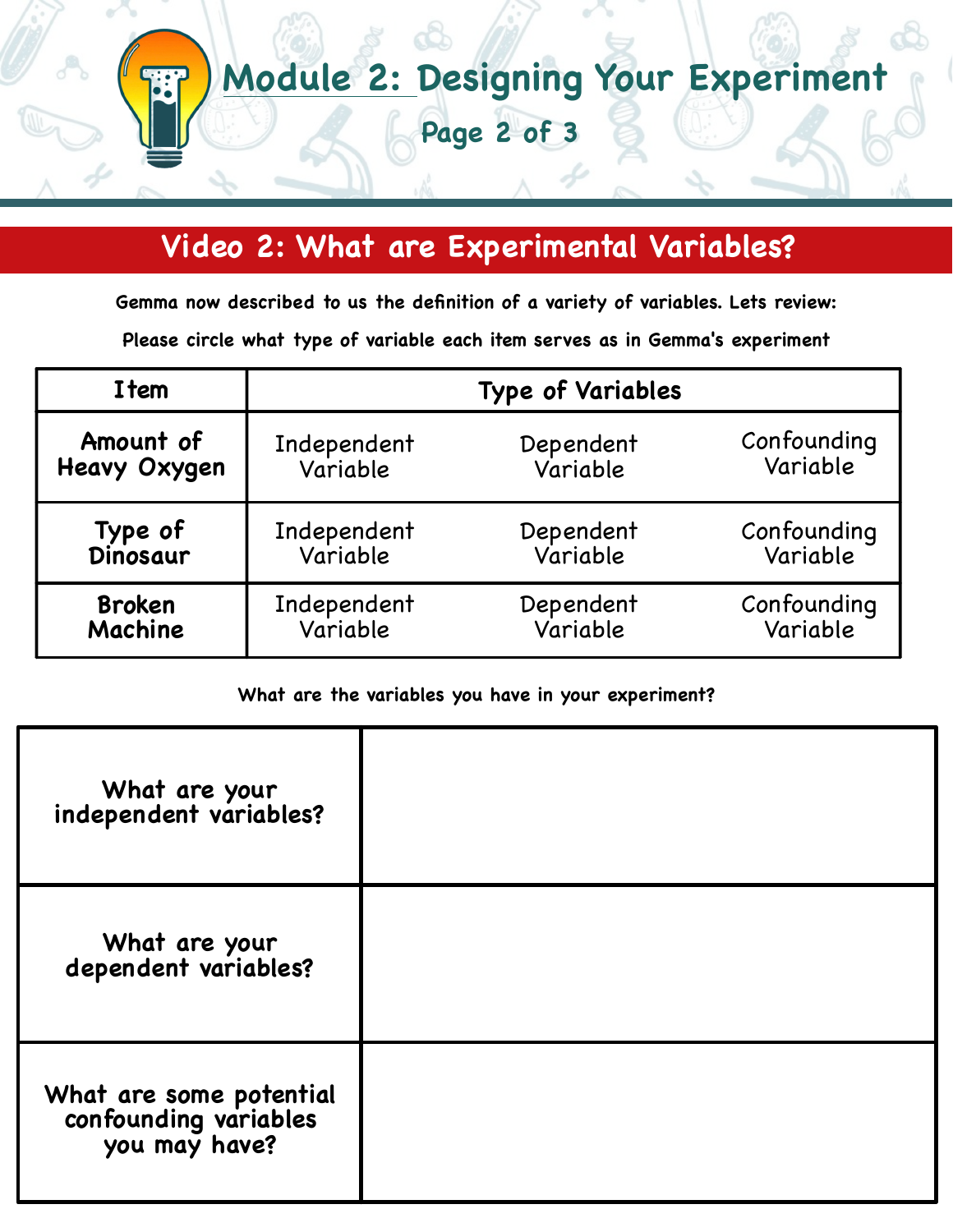# Module 2: Designing Your Experiment

## Video 2: What are Experimental Variables?

**Gemma now described to us the definition of a variety of variables. Lets review:**

**Please circle what type of variable each item serves as in Gemma's experiment**

| Item | Type of Variables | | |
|---|---|---|---|
| **Amount of Heavy Oxygen** | Independent Variable | Dependent Variable | Confounding Variable |
| **Type of Dinosaur** | Independent Variable | Dependent Variable | Confounding Variable |
| **Broken Machine** | Independent Variable | Dependent Variable | Confounding Variable |

**What are the variables you have in your experiment?**

| | |
|---|---|
| **What are your independent variables?** | |
| **What are your dependent variables?** | |
| **What are some potential confounding variables you may have?** | |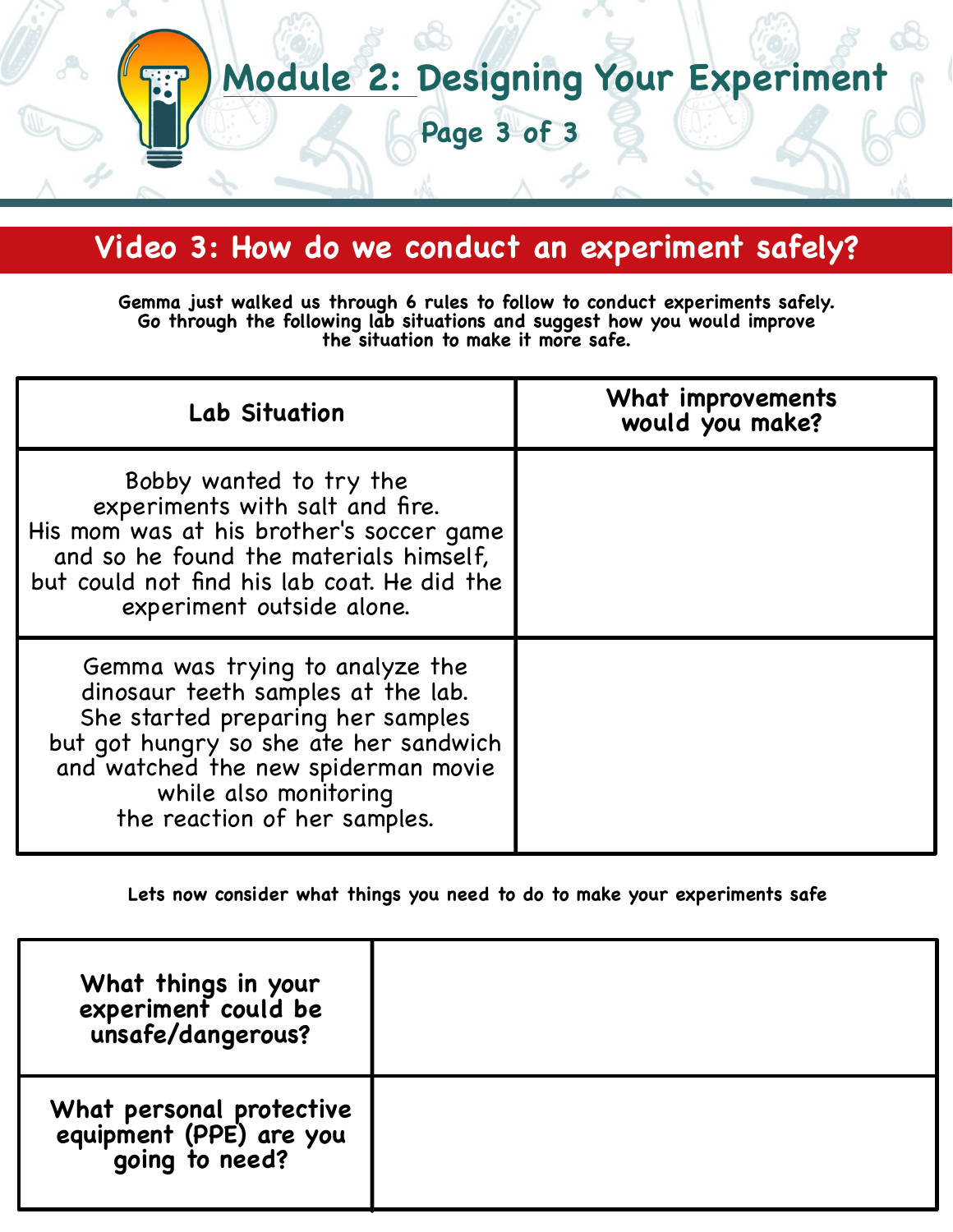# Module 2: Designing Your Experiment

## Video 3: How do we conduct an experiment safely?

**Gemma just walked us through 6 rules to follow to conduct experiments safely. Go through the following lab situations and suggest how you would improve the situation to make it more safe.**

| Lab Situation | What improvements would you make? |
|---|---|
| Bobby wanted to try the experiments with salt and fire. His mom was at his brother's soccer game and so he found the materials himself, but could not find his lab coat. He did the experiment outside alone. | |
| Gemma was trying to analyze the dinosaur teeth samples at the lab. She started preparing her samples but got hungry so she ate her sandwich and watched the new spiderman movie while also monitoring the reaction of her samples. | |

**Lets now consider what things you need to do to make your experiments safe**

| | |
|---|---|
| **What things in your experiment could be unsafe/dangerous?** | |
| **What personal protective equipment (PPE) are you going to need?** | |